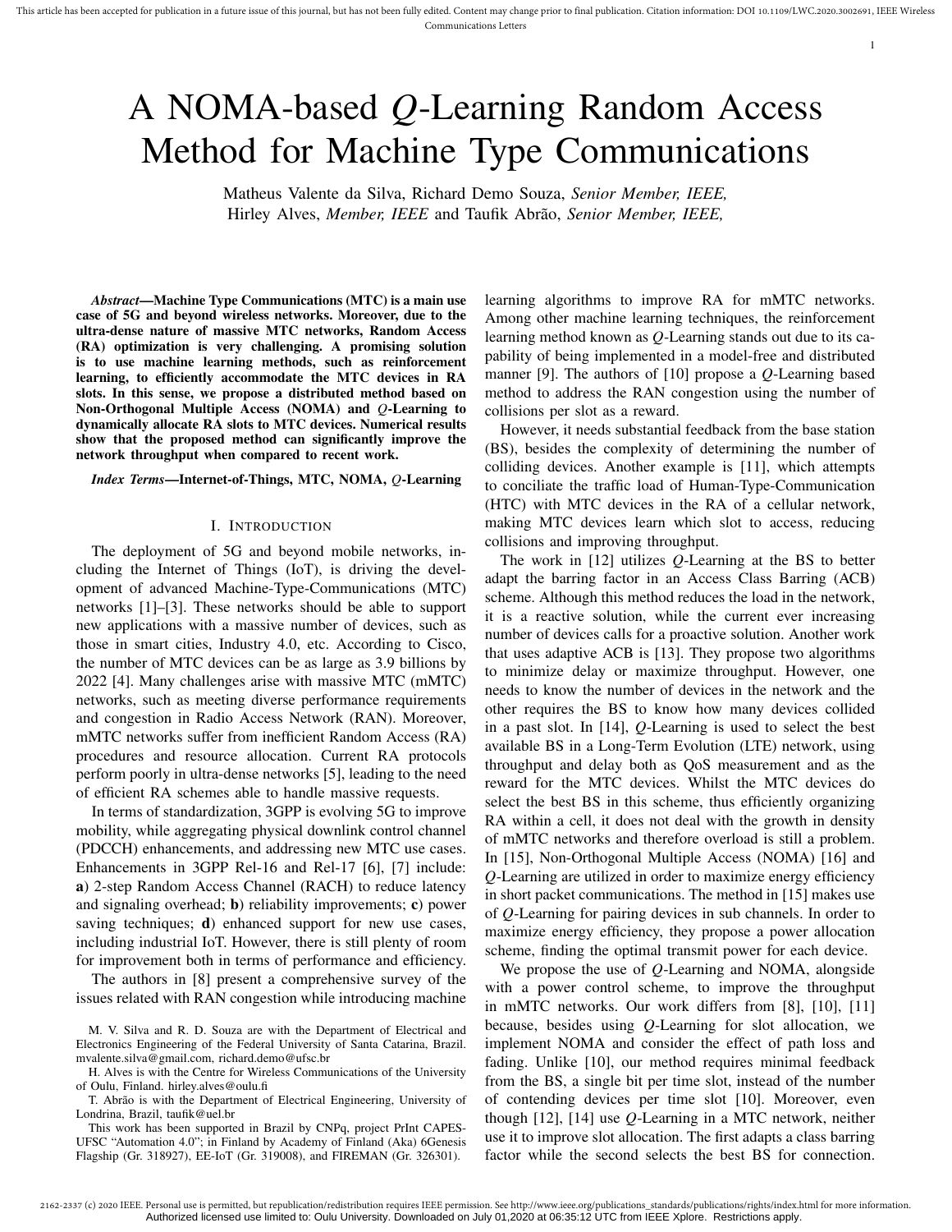# A NOMA-based $Q$-Learning Random Access Method for Machine Type Communications

Matheus Valente da Silva, Richard Demo Souza, *Senior Member, IEEE,* Hirley Alves, *Member, IEEE* and Taufik Abrão, *Senior Member, IEEE,*

***Abstract*—Machine Type Communications (MTC) is a main use case of 5G and beyond wireless networks. Moreover, due to the ultra-dense nature of massive MTC networks, Random Access (RA) optimization is very challenging. A promising solution is to use machine learning methods, such as reinforcement learning, to efficiently accommodate the MTC devices in RA slots. In this sense, we propose a distributed method based on Non-Orthogonal Multiple Access (NOMA) and $Q$-Learning to dynamically allocate RA slots to MTC devices. Numerical results show that the proposed method can significantly improve the network throughput when compared to recent work.**

***Index Terms*—Internet-of-Things, MTC, NOMA, $Q$-Learning**

## I. Introduction

The deployment of 5G and beyond mobile networks, including the Internet of Things (IoT), is driving the development of advanced Machine-Type-Communications (MTC) networks [1]–[3]. These networks should be able to support new applications with a massive number of devices, such as those in smart cities, Industry 4.0, etc. According to Cisco, the number of MTC devices can be as large as 3.9 billions by 2022 [4]. Many challenges arise with massive MTC (mMTC) networks, such as meeting diverse performance requirements and congestion in Radio Access Network (RAN). Moreover, mMTC networks suffer from inefficient Random Access (RA) procedures and resource allocation. Current RA protocols perform poorly in ultra-dense networks [5], leading to the need of efficient RA schemes able to handle massive requests.

In terms of standardization, 3GPP is evolving 5G to improve mobility, while aggregating physical downlink control channel (PDCCH) enhancements, and addressing new MTC use cases. Enhancements in 3GPP Rel-16 and Rel-17 [6], [7] include: **a**) 2-step Random Access Channel (RACH) to reduce latency and signaling overhead; **b**) reliability improvements; **c**) power saving techniques; **d**) enhanced support for new use cases, including industrial IoT. However, there is still plenty of room for improvement both in terms of performance and efficiency.

The authors in [8] present a comprehensive survey of the issues related with RAN congestion while introducing machine learning algorithms to improve RA for mMTC networks. Among other machine learning techniques, the reinforcement learning method known as $Q$-Learning stands out due to its capability of being implemented in a model-free and distributed manner [9]. The authors of [10] propose a $Q$-Learning based method to address the RAN congestion using the number of collisions per slot as a reward.

However, it needs substantial feedback from the base station (BS), besides the complexity of determining the number of colliding devices. Another example is [11], which attempts to conciliate the traffic load of Human-Type-Communication (HTC) with MTC devices in the RA of a cellular network, making MTC devices learn which slot to access, reducing collisions and improving throughput.

The work in [12] utilizes $Q$-Learning at the BS to better adapt the barring factor in an Access Class Barring (ACB) scheme. Although this method reduces the load in the network, it is a reactive solution, while the current ever increasing number of devices calls for a proactive solution. Another work that uses adaptive ACB is [13]. They propose two algorithms to minimize delay or maximize throughput. However, one needs to know the number of devices in the network and the other requires the BS to know how many devices collided in a past slot. In [14], $Q$-Learning is used to select the best available BS in a Long-Term Evolution (LTE) network, using throughput and delay both as QoS measurement and as the reward for the MTC devices. Whilst the MTC devices do select the best BS in this scheme, thus efficiently organizing RA within a cell, it does not deal with the growth in density of mMTC networks and therefore overload is still a problem. In [15], Non-Orthogonal Multiple Access (NOMA) [16] and $Q$-Learning are utilized in order to maximize energy efficiency in short packet communications. The method in [15] makes use of $Q$-Learning for pairing devices in sub channels. In order to maximize energy efficiency, they propose a power allocation scheme, finding the optimal transmit power for each device.

We propose the use of $Q$-Learning and NOMA, alongside with a power control scheme, to improve the throughput in mMTC networks. Our work differs from [8], [10], [11] because, besides using $Q$-Learning for slot allocation, we implement NOMA and consider the effect of path loss and fading. Unlike [10], our method requires minimal feedback from the BS, a single bit per time slot, instead of the number of contending devices per time slot [10]. Moreover, even though [12], [14] use $Q$-Learning in a MTC network, neither use it to improve slot allocation. The first adapts a class barring factor while the second selects the best BS for connection.

M. V. Silva and R. D. Souza are with the Department of Electrical and Electronics Engineering of the Federal University of Santa Catarina, Brazil. mvalente.silva@gmail.com, richard.demo@ufsc.br

H. Alves is with the Centre for Wireless Communications of the University of Oulu, Finland. hirley.alves@oulu.fi

T. Abrão is with the Department of Electrical Engineering, University of Londrina, Brazil, taufik@uel.br

This work has been supported in Brazil by CNPq, project PrInt CAPES-UFSC "Automation 4.0"; in Finland by Academy of Finland (Aka) 6Genesis Flagship (Gr. 318927), EE-IoT (Gr. 319008), and FIREMAN (Gr. 326301).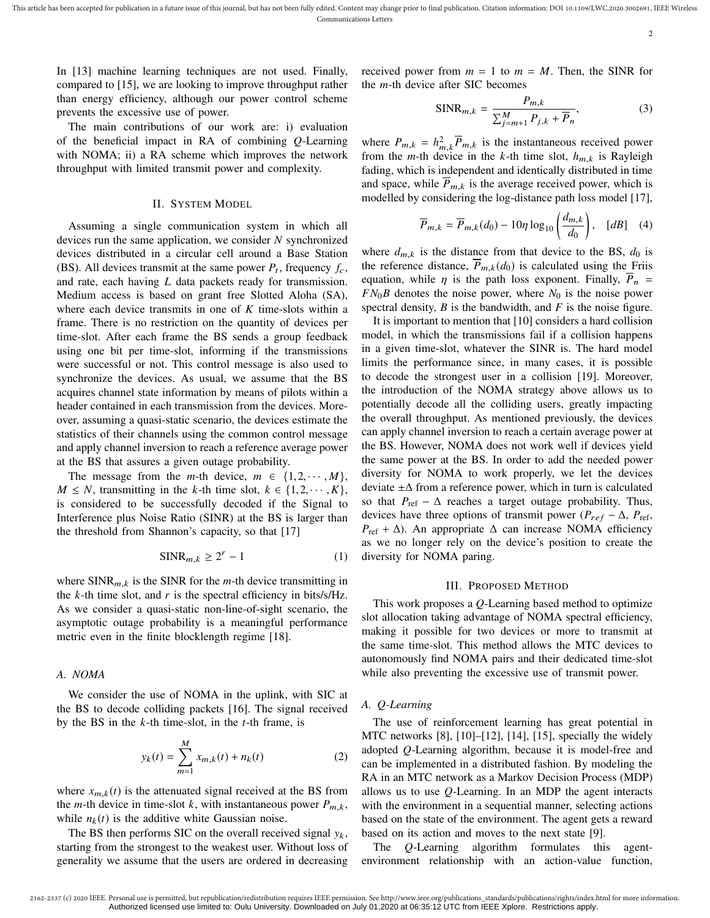In [13] machine learning techniques are not used. Finally, compared to [15], we are looking to improve throughput rather than energy efficiency, although our power control scheme prevents the excessive use of power.

The main contributions of our work are: i) evaluation of the beneficial impact in RA of combining *Q*-Learning with NOMA; ii) a RA scheme which improves the network throughput with limited transmit power and complexity.

## II. System Model

Assuming a single communication system in which all devices run the same application, we consider $N$ synchronized devices distributed in a circular cell around a Base Station (BS). All devices transmit at the same power $P_t$, frequency $f_c$, and rate, each having $L$ data packets ready for transmission. Medium access is based on grant free Slotted Aloha (SA), where each device transmits in one of $K$ time-slots within a frame. There is no restriction on the quantity of devices per time-slot. After each frame the BS sends a group feedback using one bit per time-slot, informing if the transmissions were successful or not. This control message is also used to synchronize the devices. As usual, we assume that the BS acquires channel state information by means of pilots within a header contained in each transmission from the devices. Moreover, assuming a quasi-static scenario, the devices estimate the statistics of their channels using the common control message and apply channel inversion to reach a reference average power at the BS that assures a given outage probability.

The message from the $m$-th device, $m \in \{1, 2, \cdots, M\}$, $M \leq N$, transmitting in the $k$-th time slot, $k \in \{1, 2, \cdots, K\}$, is considered to be successfully decoded if the Signal to Interference plus Noise Ratio (SINR) at the BS is larger than the threshold from Shannon's capacity, so that [17]

$$\text{SINR}_{m,k} \geq 2^r - 1 \tag{1}$$

where $\text{SINR}_{m,k}$ is the SINR for the $m$-th device transmitting in the $k$-th time slot, and $r$ is the spectral efficiency in bits/s/Hz. As we consider a quasi-static non-line-of-sight scenario, the asymptotic outage probability is a meaningful performance metric even in the finite blocklength regime [18].

### A. NOMA

We consider the use of NOMA in the uplink, with SIC at the BS to decode colliding packets [16]. The signal received by the BS in the $k$-th time-slot, in the $t$-th frame, is

$$y_k(t) = \sum_{m=1}^{M} x_{m,k}(t) + n_k(t) \tag{2}$$

where $x_{m,k}(t)$ is the attenuated signal received at the BS from the $m$-th device in time-slot $k$, with instantaneous power $P_{m,k}$, while $n_k(t)$ is the additive white Gaussian noise.

The BS then performs SIC on the overall received signal $y_k$, starting from the strongest to the weakest user. Without loss of generality we assume that the users are ordered in decreasing received power from $m = 1$ to $m = M$. Then, the SINR for the $m$-th device after SIC becomes

$$\text{SINR}_{m,k} = \frac{P_{m,k}}{\sum_{j=m+1}^{M} P_{j,k} + \overline{P}_n}, \tag{3}$$

where $P_{m,k} = h_{m,k}^2 \overline{P}_{m,k}$ is the instantaneous received power from the $m$-th device in the $k$-th time slot, $h_{m,k}$ is Rayleigh fading, which is independent and identically distributed in time and space, while $\overline{P}_{m,k}$ is the average received power, which is modelled by considering the log-distance path loss model [17],

$$\overline{P}_{m,k} = \overline{P}_{m,k}(d_0) - 10\eta \log_{10}\left(\frac{d_{m,k}}{d_0}\right), \quad [dB] \tag{4}$$

where $d_{m,k}$ is the distance from that device to the BS, $d_0$ is the reference distance, $\overline{P}_{m,k}(d_0)$ is calculated using the Friis equation, while $\eta$ is the path loss exponent. Finally, $\overline{P}_n = F N_0 B$ denotes the noise power, where $N_0$ is the noise power spectral density, $B$ is the bandwidth, and $F$ is the noise figure.

It is important to mention that [10] considers a hard collision model, in which the transmissions fail if a collision happens in a given time-slot, whatever the SINR is. The hard model limits the performance since, in many cases, it is possible to decode the strongest user in a collision [19]. Moreover, the introduction of the NOMA strategy above allows us to potentially decode all the colliding users, greatly impacting the overall throughput. As mentioned previously, the devices can apply channel inversion to reach a certain average power at the BS. However, NOMA does not work well if devices yield the same power at the BS. In order to add the needed power diversity for NOMA to work properly, we let the devices deviate $\pm\Delta$ from a reference power, which in turn is calculated so that $P_{\text{ref}} - \Delta$ reaches a target outage probability. Thus, devices have three options of transmit power ($P_{ref} - \Delta$, $P_{\text{ref}}$, $P_{\text{ref}} + \Delta$). An appropriate $\Delta$ can increase NOMA efficiency as we no longer rely on the device's position to create the diversity for NOMA paring.

## III. Proposed Method

This work proposes a *Q*-Learning based method to optimize slot allocation taking advantage of NOMA spectral efficiency, making it possible for two devices or more to transmit at the same time-slot. This method allows the MTC devices to autonomously find NOMA pairs and their dedicated time-slot while also preventing the excessive use of transmit power.

### A. Q-Learning

The use of reinforcement learning has great potential in MTC networks [8], [10]–[12], [14], [15], specially the widely adopted *Q*-Learning algorithm, because it is model-free and can be implemented in a distributed fashion. By modeling the RA in an MTC network as a Markov Decision Process (MDP) allows us to use *Q*-Learning. In an MDP the agent interacts with the environment in a sequential manner, selecting actions based on the state of the environment. The agent gets a reward based on its action and moves to the next state [9].

The *Q*-Learning algorithm formulates this agent-environment relationship with an action-value function,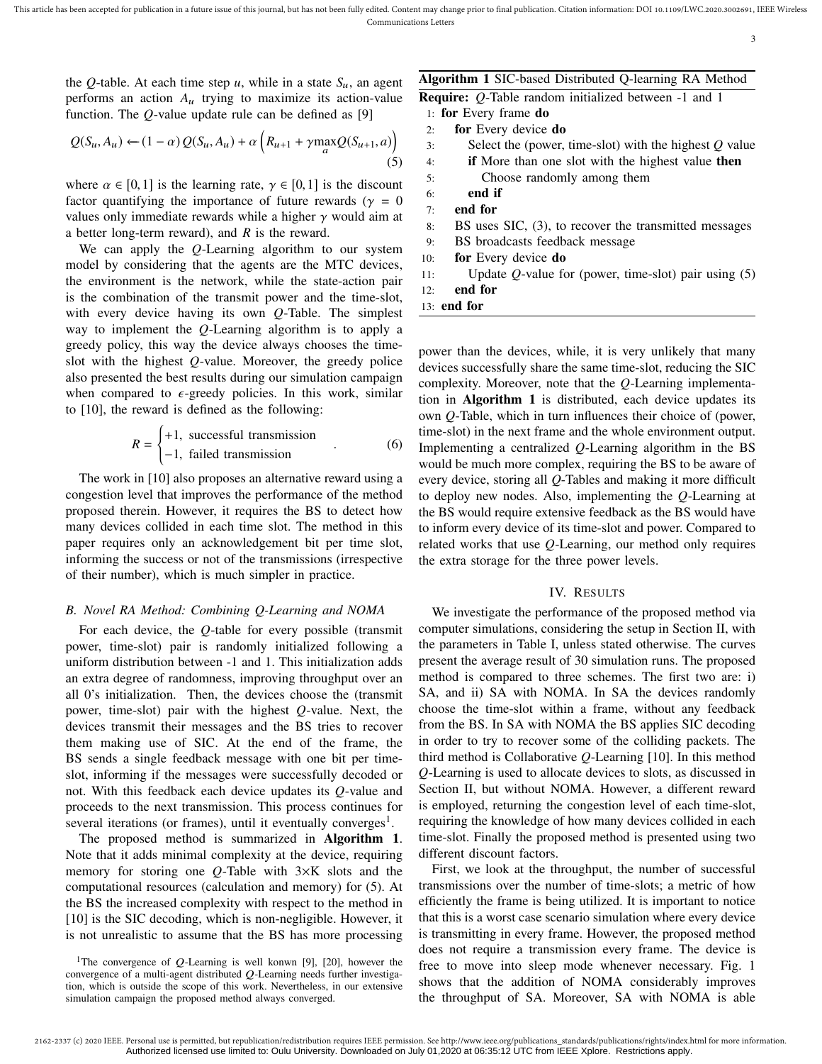the $Q$-table. At each time step $u$, while in a state $S_u$, an agent performs an action $A_u$ trying to maximize its action-value function. The $Q$-value update rule can be defined as [9]

$$Q(S_u, A_u) \leftarrow (1-\alpha)\, Q(S_u, A_u) + \alpha \left( R_{u+1} + \gamma \max_a Q(S_{u+1}, a) \right) \tag{5}$$

where $\alpha \in [0,1]$ is the learning rate, $\gamma \in [0,1]$ is the discount factor quantifying the importance of future rewards ($\gamma = 0$ values only immediate rewards while a higher $\gamma$ would aim at a better long-term reward), and $R$ is the reward.

We can apply the $Q$-Learning algorithm to our system model by considering that the agents are the MTC devices, the environment is the network, while the state-action pair is the combination of the transmit power and the time-slot, with every device having its own $Q$-Table. The simplest way to implement the $Q$-Learning algorithm is to apply a greedy policy, this way the device always chooses the time-slot with the highest $Q$-value. Moreover, the greedy police also presented the best results during our simulation campaign when compared to $\epsilon$-greedy policies. In this work, similar to [10], the reward is defined as the following:

$$R = \begin{cases} +1, & \text{successful transmission} \\ -1, & \text{failed transmission} \end{cases} . \tag{6}$$

The work in [10] also proposes an alternative reward using a congestion level that improves the performance of the method proposed therein. However, it requires the BS to detect how many devices collided in each time slot. The method in this paper requires only an acknowledgement bit per time slot, informing the success or not of the transmissions (irrespective of their number), which is much simpler in practice.

### B. Novel RA Method: Combining Q-Learning and NOMA

For each device, the $Q$-table for every possible (transmit power, time-slot) pair is randomly initialized following a uniform distribution between -1 and 1. This initialization adds an extra degree of randomness, improving throughput over an all 0's initialization. Then, the devices choose the (transmit power, time-slot) pair with the highest $Q$-value. Next, the devices transmit their messages and the BS tries to recover them making use of SIC. At the end of the frame, the BS sends a single feedback message with one bit per time-slot, informing if the messages were successfully decoded or not. With this feedback each device updates its $Q$-value and proceeds to the next transmission. This process continues for several iterations (or frames), until it eventually converges[1].

The proposed method is summarized in **Algorithm 1**. Note that it adds minimal complexity at the device, requiring memory for storing one $Q$-Table with 3×K slots and the computational resources (calculation and memory) for (5). At the BS the increased complexity with respect to the method in [10] is the SIC decoding, which is non-negligible. However, it is not unrealistic to assume that the BS has more processing power than the devices, while, it is very unlikely that many devices successfully share the same time-slot, reducing the SIC complexity. Moreover, note that the $Q$-Learning implementation in **Algorithm 1** is distributed, each device updates its own $Q$-Table, which in turn influences their choice of (power, time-slot) in the next frame and the whole environment output. Implementing a centralized $Q$-Learning algorithm in the BS would be much more complex, requiring the BS to be aware of every device, storing all $Q$-Tables and making it more difficult to deploy new nodes. Also, implementing the $Q$-Learning at the BS would require extensive feedback as the BS would have to inform every device of its time-slot and power. Compared to related works that use $Q$-Learning, our method only requires the extra storage for the three power levels.

**Algorithm 1** SIC-based Distributed Q-learning RA Method

**Require:** $Q$-Table random initialized between -1 and 1
1: **for** Every frame **do**
2: &nbsp;&nbsp;**for** Every device **do**
3: &nbsp;&nbsp;&nbsp;&nbsp;Select the (power, time-slot) with the highest $Q$ value
4: &nbsp;&nbsp;&nbsp;&nbsp;**if** More than one slot with the highest value **then**
5: &nbsp;&nbsp;&nbsp;&nbsp;&nbsp;&nbsp;Choose randomly among them
6: &nbsp;&nbsp;&nbsp;&nbsp;**end if**
7: &nbsp;&nbsp;**end for**
8: &nbsp;&nbsp;BS uses SIC, (3), to recover the transmitted messages
9: &nbsp;&nbsp;BS broadcasts feedback message
10: &nbsp;&nbsp;**for** Every device **do**
11: &nbsp;&nbsp;&nbsp;&nbsp;Update $Q$-value for (power, time-slot) pair using (5)
12: &nbsp;&nbsp;**end for**
13: **end for**

## IV. Results

We investigate the performance of the proposed method via computer simulations, considering the setup in Section II, with the parameters in Table I, unless stated otherwise. The curves present the average result of 30 simulation runs. The proposed method is compared to three schemes. The first two are: i) SA, and ii) SA with NOMA. In SA the devices randomly choose the time-slot within a frame, without any feedback from the BS. In SA with NOMA the BS applies SIC decoding in order to try to recover some of the colliding packets. The third method is Collaborative $Q$-Learning [10]. In this method $Q$-Learning is used to allocate devices to slots, as discussed in Section II, but without NOMA. However, a different reward is employed, returning the congestion level of each time-slot, requiring the knowledge of how many devices collided in each time-slot. Finally the proposed method is presented using two different discount factors.

First, we look at the throughput, the number of successful transmissions over the number of time-slots; a metric of how efficiently the frame is being utilized. It is important to notice that this is a worst case scenario simulation where every device is transmitting in every frame. However, the proposed method does not require a transmission every frame. The device is free to move into sleep mode whenever necessary. Fig. 1 shows that the addition of NOMA considerably improves the throughput of SA. Moreover, SA with NOMA is able

[1]The convergence of $Q$-Learning is well konwn [9], [20], however the convergence of a multi-agent distributed $Q$-Learning needs further investigation, which is outside the scope of this work. Nevertheless, in our extensive simulation campaign the proposed method always converged.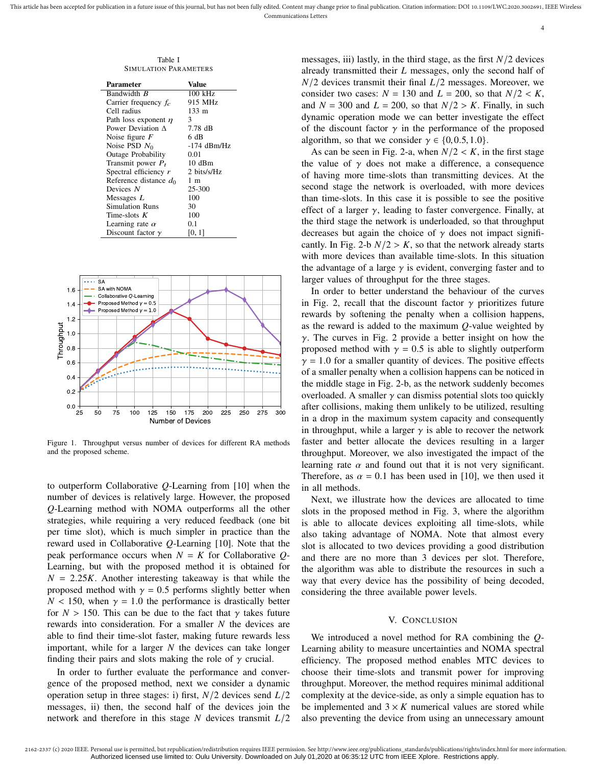Table I
SIMULATION PARAMETERS

| Parameter | Value |
|---|---|
| Bandwidth $B$ | 100 kHz |
| Carrier frequency $f_c$ | 915 MHz |
| Cell radius | 133 m |
| Path loss exponent $\eta$ | 3 |
| Power Deviation $\Delta$ | 7.78 dB |
| Noise figure $F$ | 6 dB |
| Noise PSD $N_0$ | -174 dBm/Hz |
| Outage Probability | 0.01 |
| Transmit power $P_t$ | 10 dBm |
| Spectral efficiency $r$ | 2 bits/s/Hz |
| Reference distance $d_0$ | 1 m |
| Devices $N$ | 25-300 |
| Messages $L$ | 100 |
| Simulation Runs | 30 |
| Time-slots $K$ | 100 |
| Learning rate $\alpha$ | 0.1 |
| Discount factor $\gamma$ | [0, 1] |

Figure 1. Throughput versus number of devices for different RA methods and the proposed scheme.

to outperform Collaborative $Q$-Learning from [10] when the number of devices is relatively large. However, the proposed $Q$-Learning method with NOMA outperforms all the other strategies, while requiring a very reduced feedback (one bit per time slot), which is much simpler in practice than the reward used in Collaborative $Q$-Learning [10]. Note that the peak performance occurs when $N = K$ for Collaborative $Q$-Learning, but with the proposed method it is obtained for $N = 2.25K$. Another interesting takeaway is that while the proposed method with $\gamma = 0.5$ performs slightly better when $N < 150$, when $\gamma = 1.0$ the performance is drastically better for $N > 150$. This can be due to the fact that $\gamma$ takes future rewards into consideration. For a smaller $N$ the devices are able to find their time-slot faster, making future rewards less important, while for a larger $N$ the devices can take longer finding their pairs and slots making the role of $\gamma$ crucial.

In order to further evaluate the performance and convergence of the proposed method, next we consider a dynamic operation setup in three stages: i) first, $N/2$ devices send $L/2$ messages, ii) then, the second half of the devices join the network and therefore in this stage $N$ devices transmit $L/2$ messages, iii) lastly, in the third stage, as the first $N/2$ devices already transmitted their $L$ messages, only the second half of $N/2$ devices transmit their final $L/2$ messages. Moreover, we consider two cases: $N = 130$ and $L = 200$, so that $N/2 < K$, and $N = 300$ and $L = 200$, so that $N/2 > K$. Finally, in such dynamic operation mode we can better investigate the effect of the discount factor $\gamma$ in the performance of the proposed algorithm, so that we consider $\gamma \in \{0, 0.5, 1.0\}$.

As can be seen in Fig. 2-a, when $N/2 < K$, in the first stage the value of $\gamma$ does not make a difference, a consequence of having more time-slots than transmitting devices. At the second stage the network is overloaded, with more devices than time-slots. In this case it is possible to see the positive effect of a larger $\gamma$, leading to faster convergence. Finally, at the third stage the network is underloaded, so that throughput decreases but again the choice of $\gamma$ does not impact significantly. In Fig. 2-b $N/2 > K$, so that the network already starts with more devices than available time-slots. In this situation the advantage of a large $\gamma$ is evident, converging faster and to larger values of throughput for the three stages.

In order to better understand the behaviour of the curves in Fig. 2, recall that the discount factor $\gamma$ prioritizes future rewards by softening the penalty when a collision happens, as the reward is added to the maximum $Q$-value weighted by $\gamma$. The curves in Fig. 2 provide a better insight on how the proposed method with $\gamma = 0.5$ is able to slightly outperform $\gamma = 1.0$ for a smaller quantity of devices. The positive effects of a smaller penalty when a collision happens can be noticed in the middle stage in Fig. 2-b, as the network suddenly becomes overloaded. A smaller $\gamma$ can dismiss potential slots too quickly after collisions, making them unlikely to be utilized, resulting in a drop in the maximum system capacity and consequently in throughput, while a larger $\gamma$ is able to recover the network faster and better allocate the devices resulting in a larger throughput. Moreover, we also investigated the impact of the learning rate $\alpha$ and found out that it is not very significant. Therefore, as $\alpha = 0.1$ has been used in [10], we then used it in all methods.

Next, we illustrate how the devices are allocated to time slots in the proposed method in Fig. 3, where the algorithm is able to allocate devices exploiting all time-slots, while also taking advantage of NOMA. Note that almost every slot is allocated to two devices providing a good distribution and there are no more than 3 devices per slot. Therefore, the algorithm was able to distribute the resources in such a way that every device has the possibility of being decoded, considering the three available power levels.

## V. CONCLUSION

We introduced a novel method for RA combining the $Q$-Learning ability to measure uncertainties and NOMA spectral efficiency. The proposed method enables MTC devices to choose their time-slots and transmit power for improving throughput. Moreover, the method requires minimal additional complexity at the device-side, as only a simple equation has to be implemented and $3 \times K$ numerical values are stored while also preventing the device from using an unnecessary amount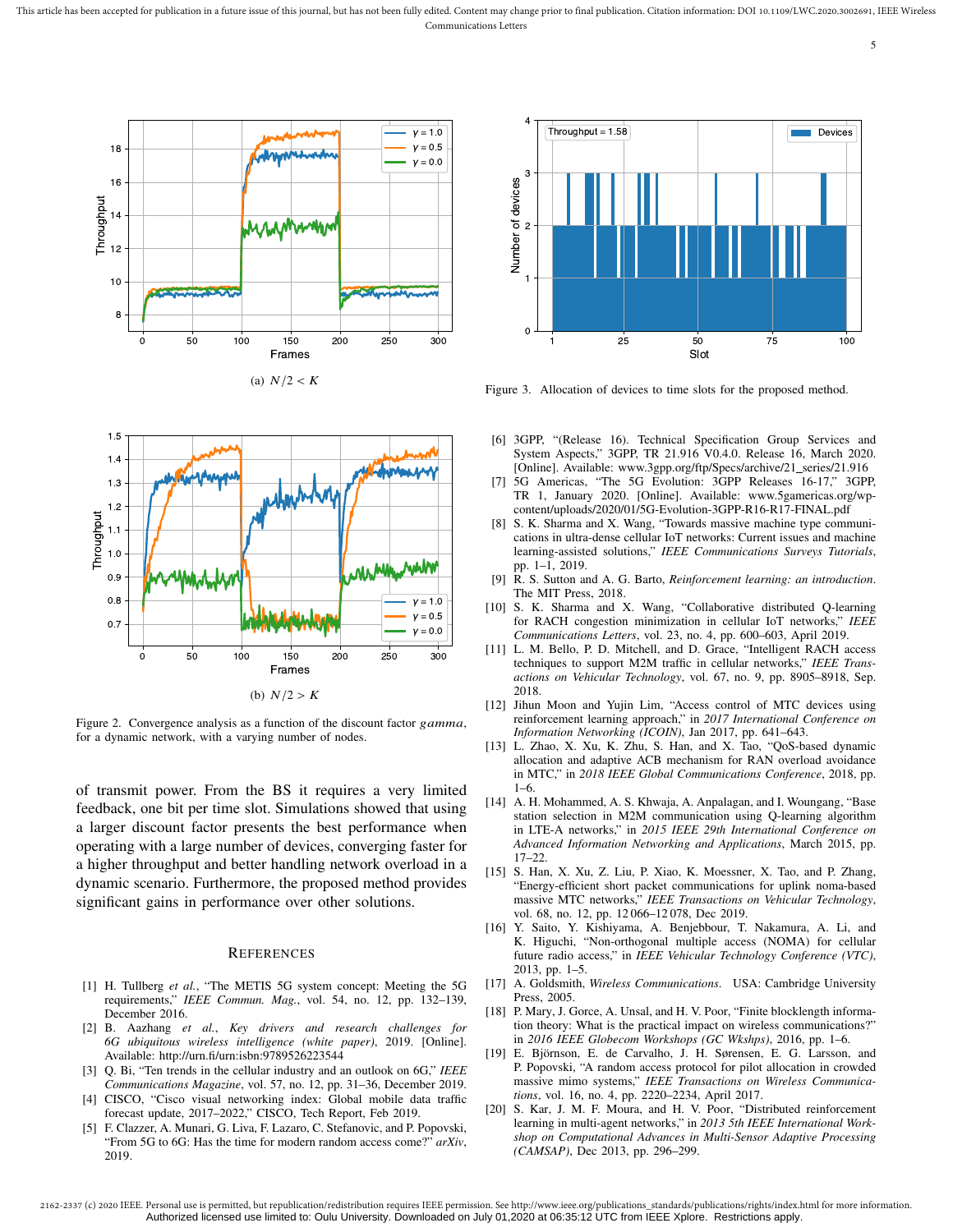Throughput

18

16

14

12

10

8

0 50 100 150 200 250 300

Frames

$\gamma = 1.0$
$\gamma = 0.5$
$\gamma = 0.0$

(a) $N/2 < K$

Throughput

1.5

1.4

1.3

1.2

1.1

1.0

0.9

0.8

0.7

0 50 100 150 200 250 300

Frames

$\gamma = 1.0$
$\gamma = 0.5$
$\gamma = 0.0$

(b) $N/2 > K$

Figure 2. Convergence analysis as a function of the discount factor *gamma*, for a dynamic network, with a varying number of nodes.

Throughput = 1.58

Devices

Number of devices

4

3

2

1

0

1 25 50 75 100

Slot

Figure 3. Allocation of devices to time slots for the proposed method.

of transmit power. From the BS it requires a very limited feedback, one bit per time slot. Simulations showed that using a larger discount factor presents the best performance when operating with a large number of devices, converging faster for a higher throughput and better handling network overload in a dynamic scenario. Furthermore, the proposed method provides significant gains in performance over other solutions.

## References

[1] H. Tullberg *et al.*, "The METIS 5G system concept: Meeting the 5G requirements," *IEEE Commun. Mag.*, vol. 54, no. 12, pp. 132–139, December 2016.

[2] B. Aazhang *et al.*, *Key drivers and research challenges for 6G ubiquitous wireless intelligence (white paper)*, 2019. [Online]. Available: http://urn.fi/urn:isbn:9789526223544

[3] Q. Bi, "Ten trends in the cellular industry and an outlook on 6G," *IEEE Communications Magazine*, vol. 57, no. 12, pp. 31–36, December 2019.

[4] CISCO, "Cisco visual networking index: Global mobile data traffic forecast update, 2017–2022," CISCO, Tech Report, Feb 2019.

[5] F. Clazzer, A. Munari, G. Liva, F. Lazaro, C. Stefanovic, and P. Popovski, "From 5G to 6G: Has the time for modern random access come?" *arXiv*, 2019.

[6] 3GPP, "(Release 16). Technical Specification Group Services and System Aspects," 3GPP, TR 21.916 V0.4.0. Release 16, March 2020. [Online]. Available: www.3gpp.org/ftp/Specs/archive/21_series/21.916

[7] 5G Americas, "The 5G Evolution: 3GPP Releases 16-17," 3GPP, TR 1, January 2020. [Online]. Available: www.5gamericas.org/wp-content/uploads/2020/01/5G-Evolution-3GPP-R16-R17-FINAL.pdf

[8] S. K. Sharma and X. Wang, "Towards massive machine type communications in ultra-dense cellular IoT networks: Current issues and machine learning-assisted solutions," *IEEE Communications Surveys Tutorials*, pp. 1–1, 2019.

[9] R. S. Sutton and A. G. Barto, *Reinforcement learning: an introduction*. The MIT Press, 2018.

[10] S. K. Sharma and X. Wang, "Collaborative distributed Q-learning for RACH congestion minimization in cellular IoT networks," *IEEE Communications Letters*, vol. 23, no. 4, pp. 600–603, April 2019.

[11] L. M. Bello, P. D. Mitchell, and D. Grace, "Intelligent RACH access techniques to support M2M traffic in cellular networks," *IEEE Transactions on Vehicular Technology*, vol. 67, no. 9, pp. 8905–8918, Sep. 2018.

[12] Jihun Moon and Yujin Lim, "Access control of MTC devices using reinforcement learning approach," in *2017 International Conference on Information Networking (ICOIN)*, Jan 2017, pp. 641–643.

[13] L. Zhao, X. Xu, K. Zhu, S. Han, and X. Tao, "QoS-based dynamic allocation and adaptive ACB mechanism for RAN overload avoidance in MTC," in *2018 IEEE Global Communications Conference*, 2018, pp. 1–6.

[14] A. H. Mohammed, A. S. Khwaja, A. Anpalagan, and I. Woungang, "Base station selection in M2M communication using Q-learning algorithm in LTE-A networks," in *2015 IEEE 29th International Conference on Advanced Information Networking and Applications*, March 2015, pp. 17–22.

[15] S. Han, X. Xu, Z. Liu, P. Xiao, K. Moessner, X. Tao, and P. Zhang, "Energy-efficient short packet communications for uplink noma-based massive MTC networks," *IEEE Transactions on Vehicular Technology*, vol. 68, no. 12, pp. 12 066–12 078, Dec 2019.

[16] Y. Saito, Y. Kishiyama, A. Benjebbour, T. Nakamura, A. Li, and K. Higuchi, "Non-orthogonal multiple access (NOMA) for cellular future radio access," in *IEEE Vehicular Technology Conference (VTC)*, 2013, pp. 1–5.

[17] A. Goldsmith, *Wireless Communications*. USA: Cambridge University Press, 2005.

[18] P. Mary, J. Gorce, A. Unsal, and H. V. Poor, "Finite blocklength information theory: What is the practical impact on wireless communications?" in *2016 IEEE Globecom Workshops (GC Wkshps)*, 2016, pp. 1–6.

[19] E. Björnson, E. de Carvalho, J. H. Sørensen, E. G. Larsson, and P. Popovski, "A random access protocol for pilot allocation in crowded massive mimo systems," *IEEE Transactions on Wireless Communications*, vol. 16, no. 4, pp. 2220–2234, April 2017.

[20] S. Kar, J. M. F. Moura, and H. V. Poor, "Distributed reinforcement learning in multi-agent networks," in *2013 5th IEEE International Workshop on Computational Advances in Multi-Sensor Adaptive Processing (CAMSAP)*, Dec 2013, pp. 296–299.